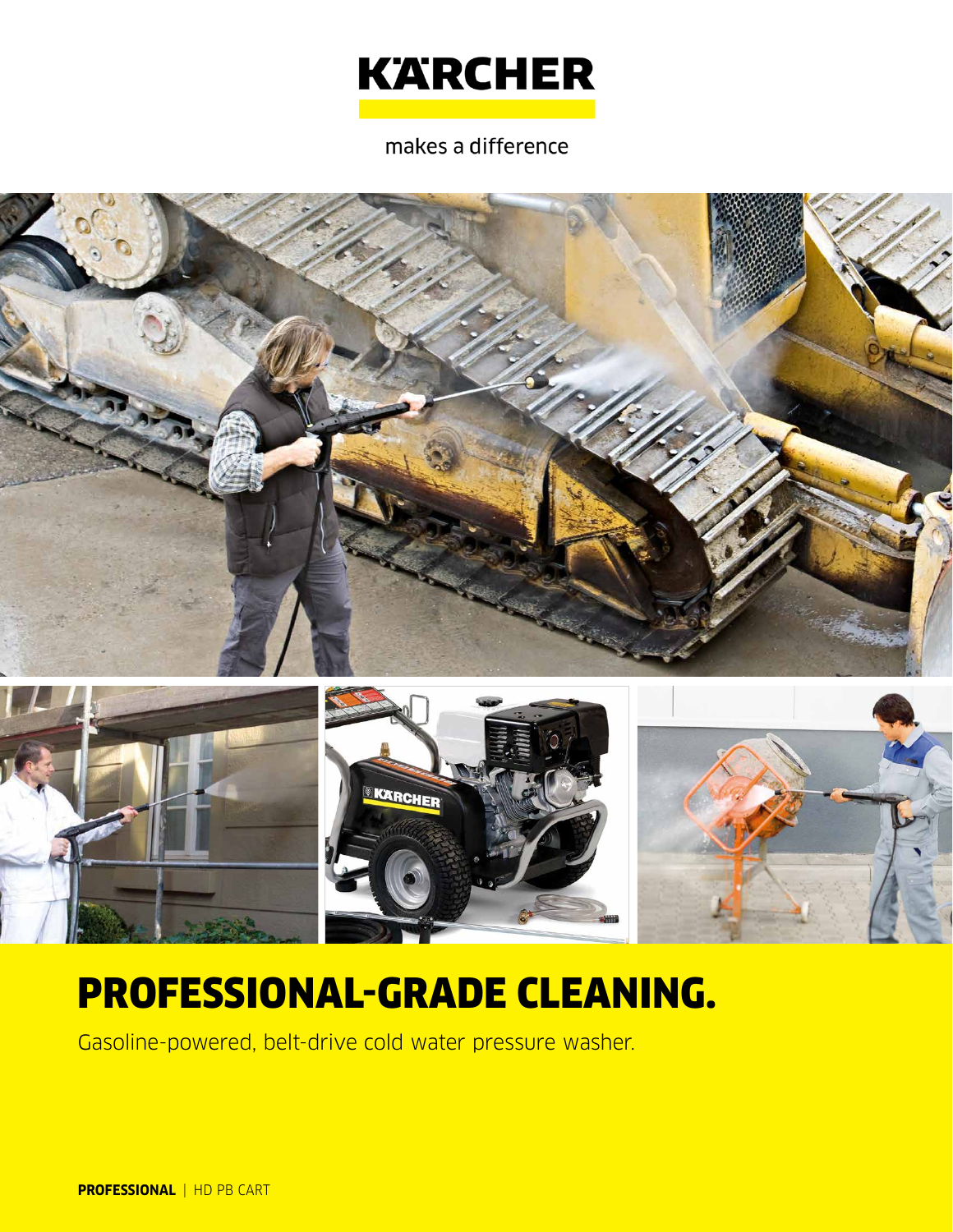KÄRCHER

makes a difference

# PROFESSIONAL-GRADE CLEANING.

Gasoline-powered, belt-drive cold water pressure washer.

**PROFESSIONAL** | HD PB CART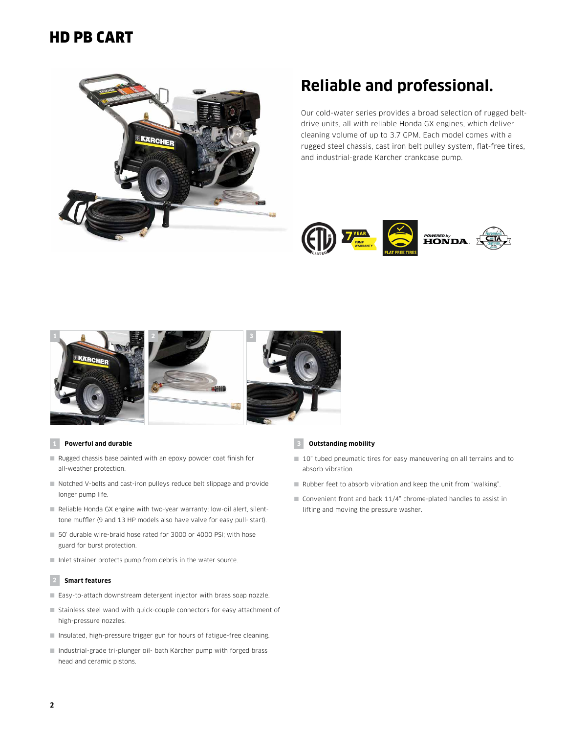# HD PB CART

## Reliable and professional.

Our cold-water series provides a broad selection of rugged belt-drive units, all with reliable Honda GX engines, which deliver cleaning volume of up to 3.7 GPM. Each model comes with a rugged steel chassis, cast iron belt pulley system, flat-free tires, and industrial-grade Kärcher crankcase pump.

### 1 Powerful and durable

- Rugged chassis base painted with an epoxy powder coat finish for all-weather protection.
- Notched V-belts and cast-iron pulleys reduce belt slippage and provide longer pump life.
- Reliable Honda GX engine with two-year warranty; low-oil alert, silent-tone muffler (9 and 13 HP models also have valve for easy pull- start).
- 50' durable wire-braid hose rated for 3000 or 4000 PSI; with hose guard for burst protection.
- Inlet strainer protects pump from debris in the water source.

### 2 Smart features

- Easy-to-attach downstream detergent injector with brass soap nozzle.
- Stainless steel wand with quick-couple connectors for easy attachment of high-pressure nozzles.
- Insulated, high-pressure trigger gun for hours of fatigue-free cleaning.
- Industrial-grade tri-plunger oil- bath Kärcher pump with forged brass head and ceramic pistons.

### 3 Outstanding mobility

- 10" tubed pneumatic tires for easy maneuvering on all terrains and to absorb vibration.
- Rubber feet to absorb vibration and keep the unit from "walking".
- Convenient front and back 11/4" chrome-plated handles to assist in lifting and moving the pressure washer.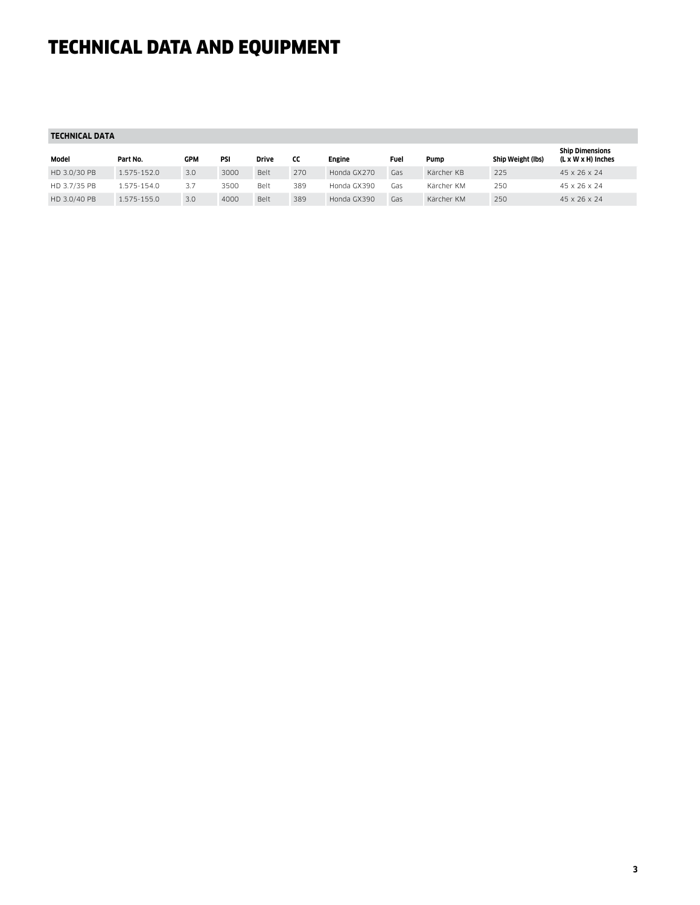# TECHNICAL DATA AND EQUIPMENT

**TECHNICAL DATA**

| Model | Part No. | GPM | PSI | Drive | CC | Engine | Fuel | Pump | Ship Weight (lbs) | Ship Dimensions (L x W x H) Inches |
|---|---|---|---|---|---|---|---|---|---|---|
| HD 3.0/30 PB | 1.575-152.0 | 3.0 | 3000 | Belt | 270 | Honda GX270 | Gas | Kärcher KB | 225 | 45 x 26 x 24 |
| HD 3.7/35 PB | 1.575-154.0 | 3.7 | 3500 | Belt | 389 | Honda GX390 | Gas | Kärcher KM | 250 | 45 x 26 x 24 |
| HD 3.0/40 PB | 1.575-155.0 | 3.0 | 4000 | Belt | 389 | Honda GX390 | Gas | Kärcher KM | 250 | 45 x 26 x 24 |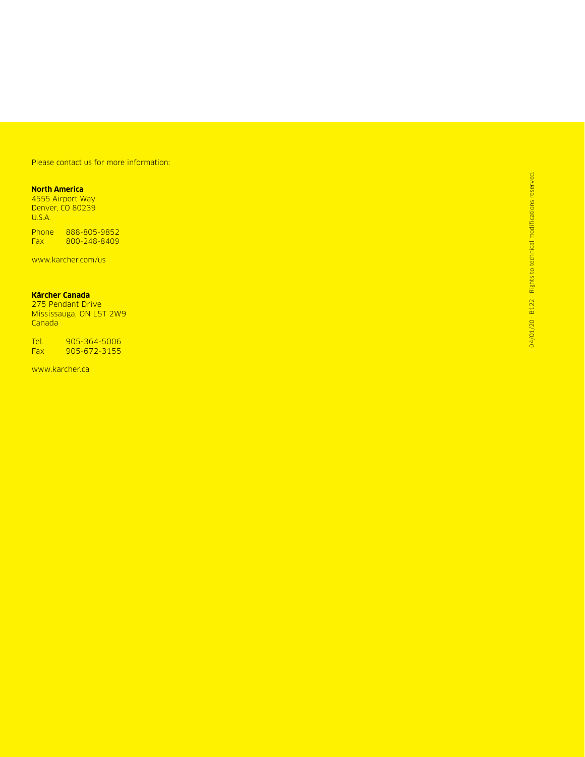Please contact us for more information:

**North America**
4555 Airport Way
Denver, CO 80239
U.S.A.

Phone 888-805-9852
Fax 800-248-8409

www.karcher.com/us

**Kärcher Canada**
275 Pendant Drive
Mississauga, ON L5T 2W9
Canada

Tel. 905-364-5006
Fax 905-672-3155

www.karcher.ca

04/01/20 · B122 · Rights to technical modifications reserved.